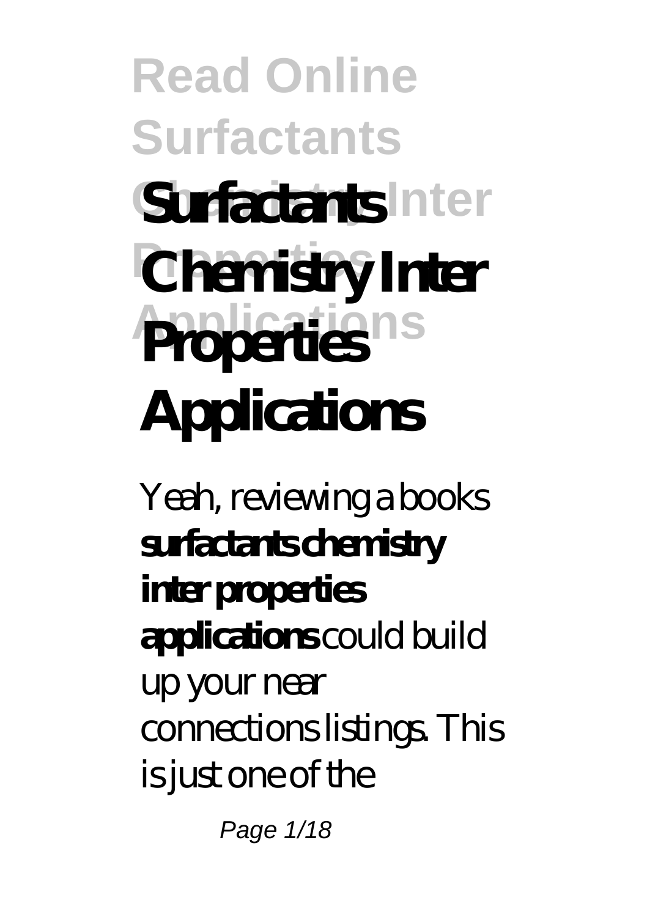# Surfactants Chemistry Inter Properties Applications

Yeah, reviewing a books **surfactants chemistry inter properties applications** could build up your near connections listings. This is just one of the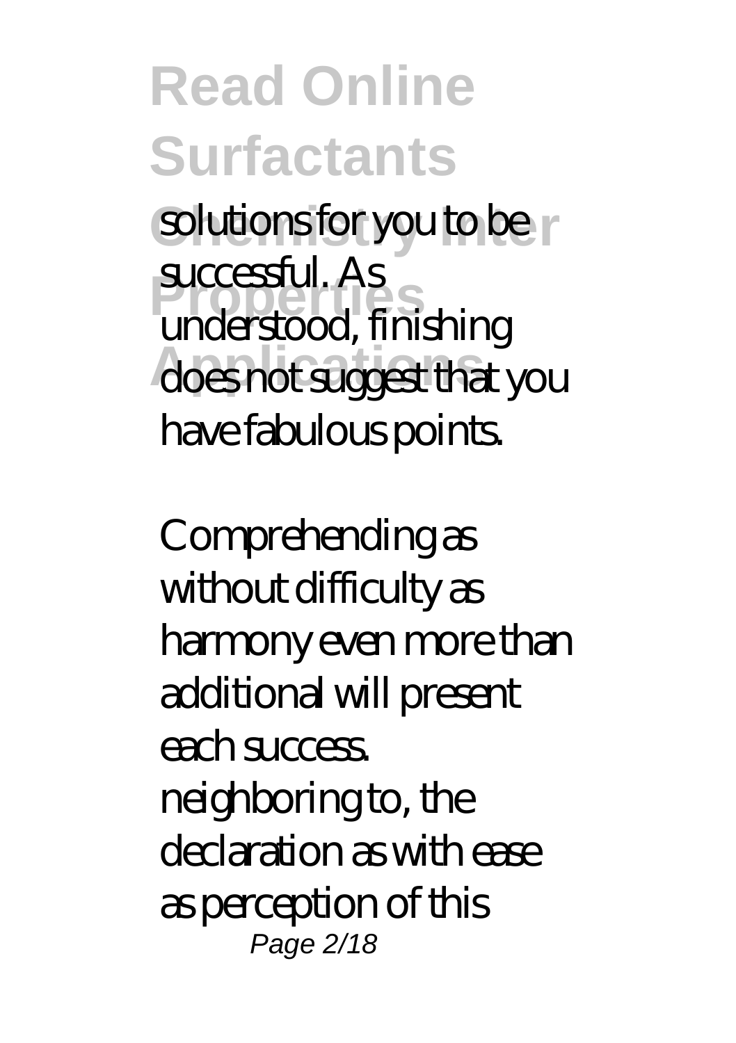solutions for you to be successful. As understood, finishing does not suggest that you have fabulous points.

Comprehending as without difficulty as harmony even more than additional will present each success. neighboring to, the declaration as with ease as perception of this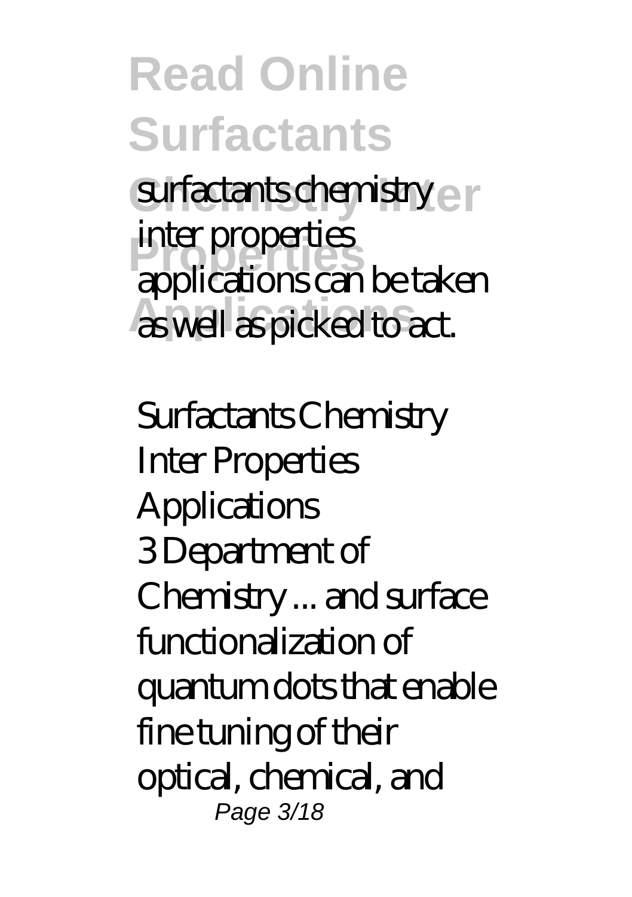surfactants chemistry inter properties applications can be taken as well as picked to act.

*Surfactants Chemistry Inter Properties Applications*

3 Department of Chemistry ... and surface functionalization of quantum dots that enable fine tuning of their optical, chemical, and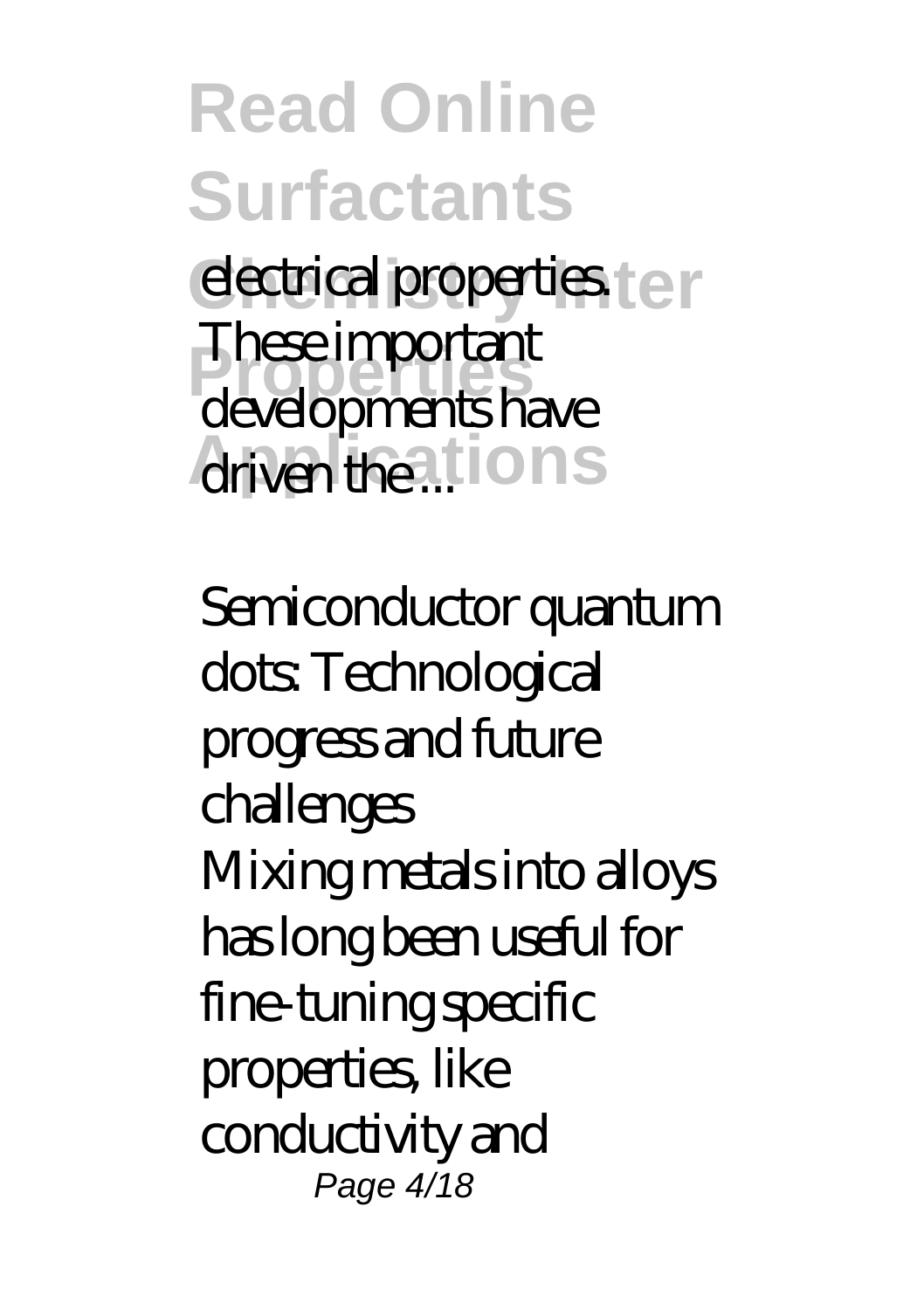electrical properties. These important developments have driven the ...

*Semiconductor quantum dots: Technological progress and future challenges*

Mixing metals into alloys has long been useful for fine-tuning specific properties, like conductivity and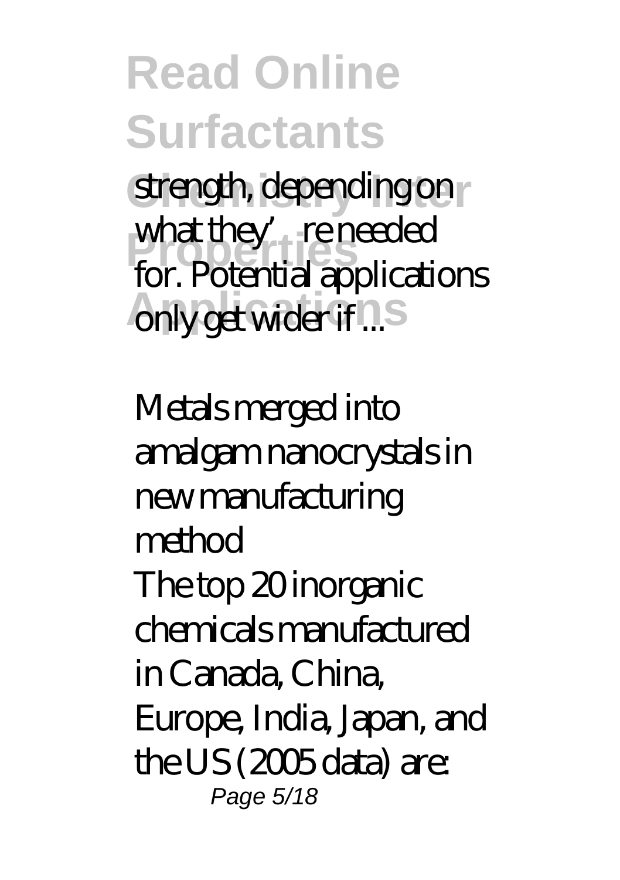strength, depending on what they're needed for. Potential applications only get wider if ...

*Metals merged into amalgam nanocrystals in new manufacturing method*

The top 20 inorganic chemicals manufactured in Canada, China, Europe, India, Japan, and the US (2005 data) are: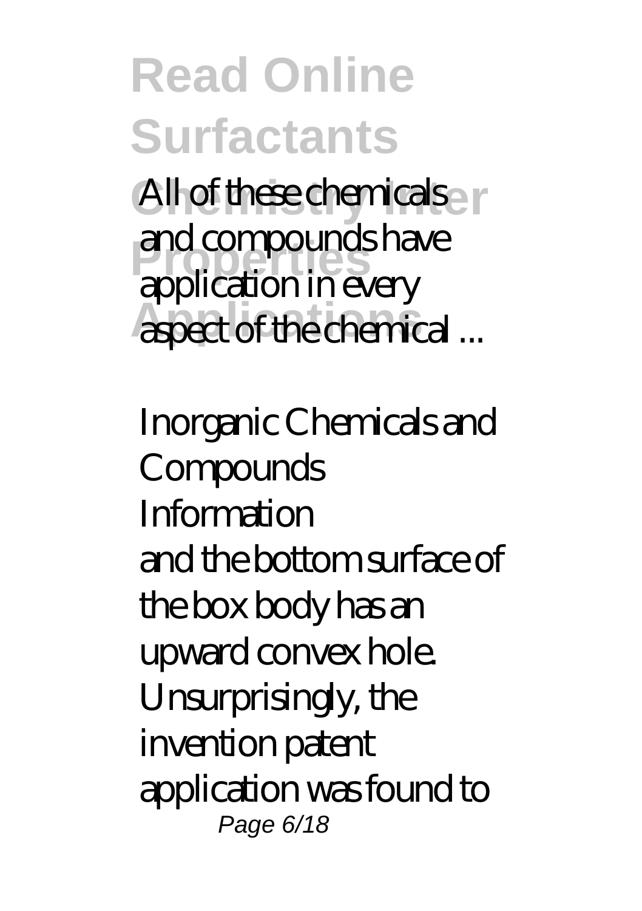All of these chemicals and compounds have application in every aspect of the chemical ...

Inorganic Chemicals and Compounds Information

and the bottom surface of the box body has an upward convex hole. Unsurprisingly, the invention patent application was found to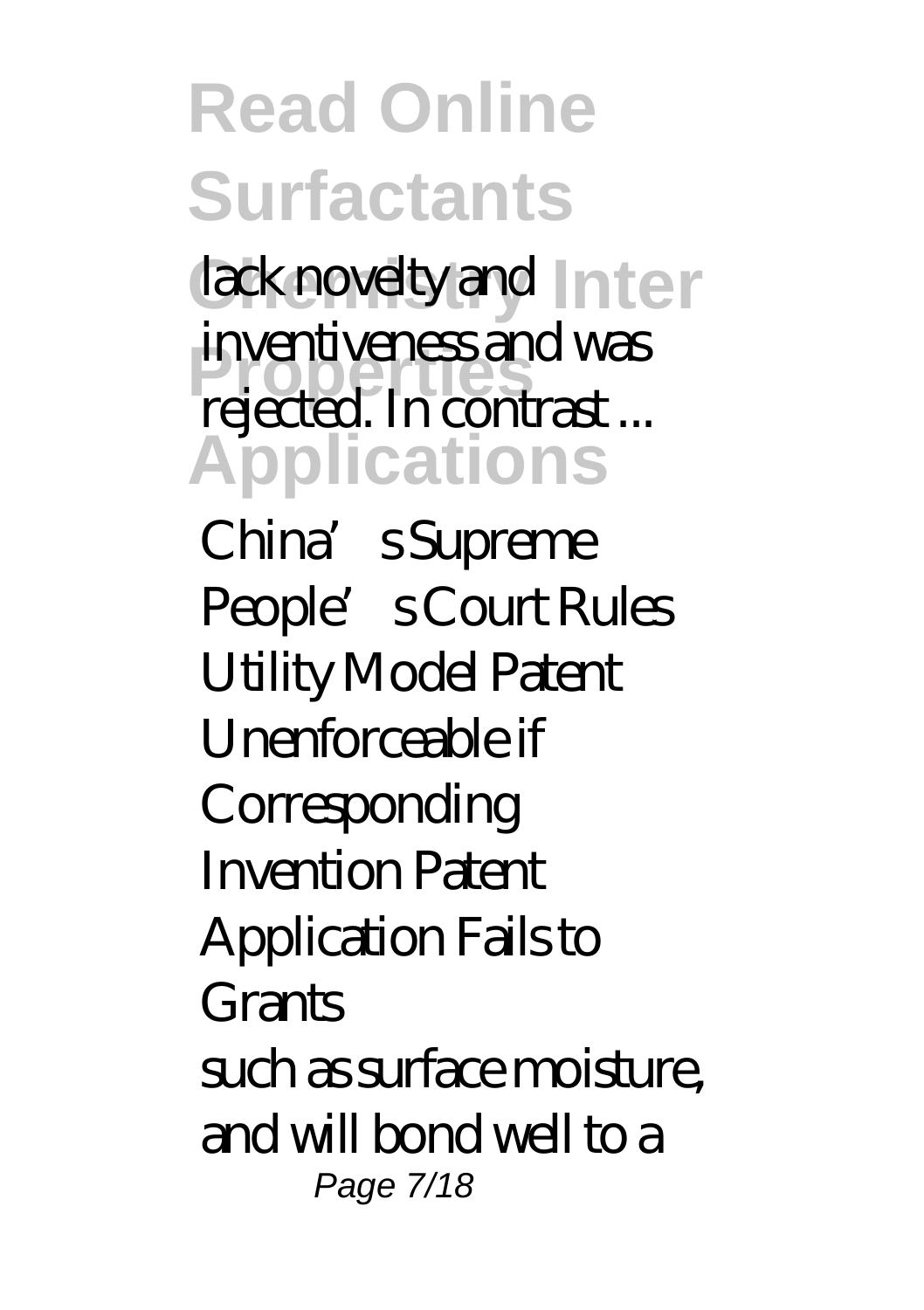lack novelty and inventiveness and was rejected. In contrast ...

China's Supreme People's Court Rules Utility Model Patent Unenforceable if Corresponding Invention Patent Application Fails to Grants

such as surface moisture, and will bond well to a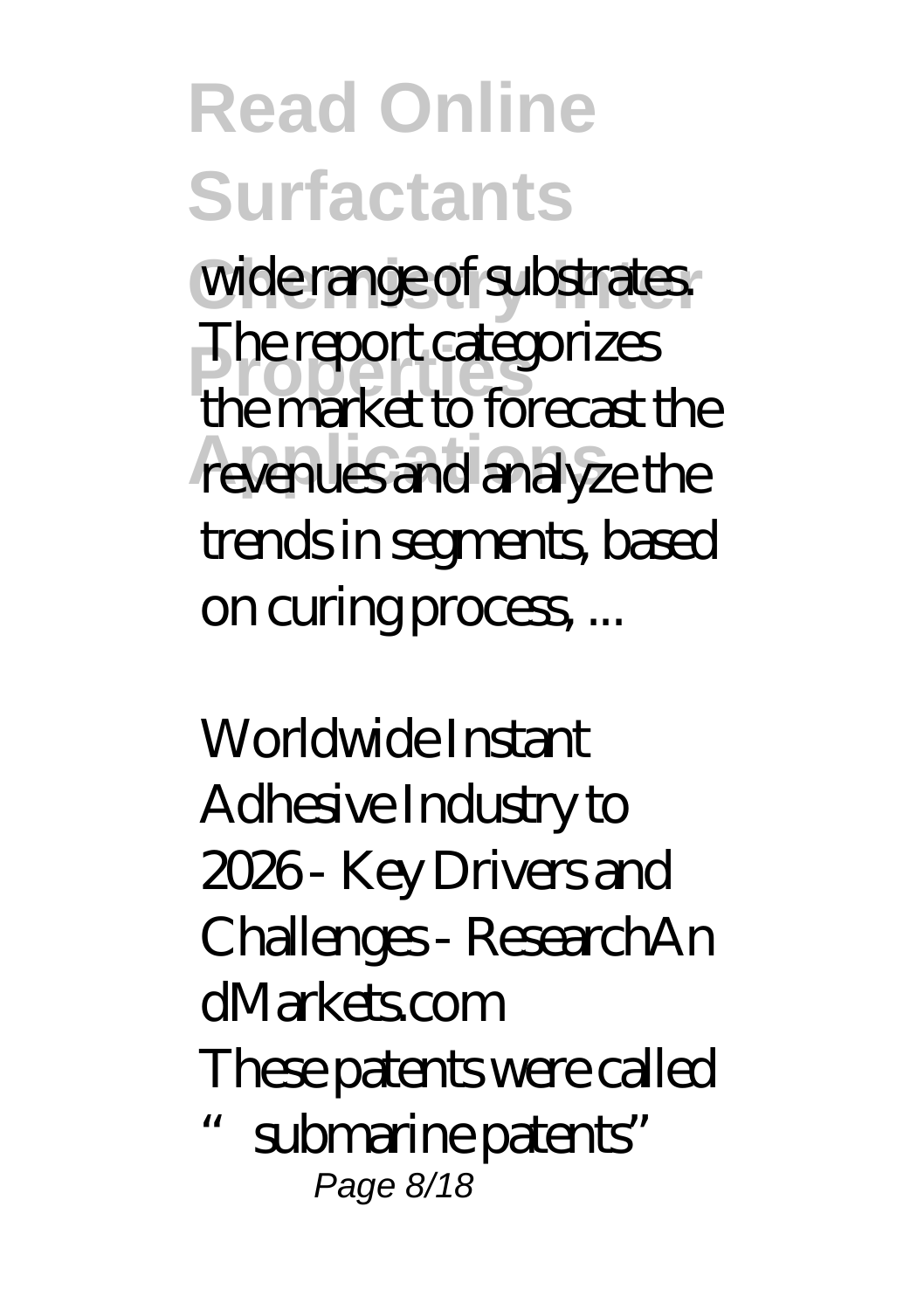wide range of substrates. The report categorizes the market to forecast the revenues and analyze the trends in segments, based on curing process, ...

*Worldwide Instant Adhesive Industry to 2026 - Key Drivers and Challenges - ResearchAndMarkets.com*

These patents were called "submarine patents"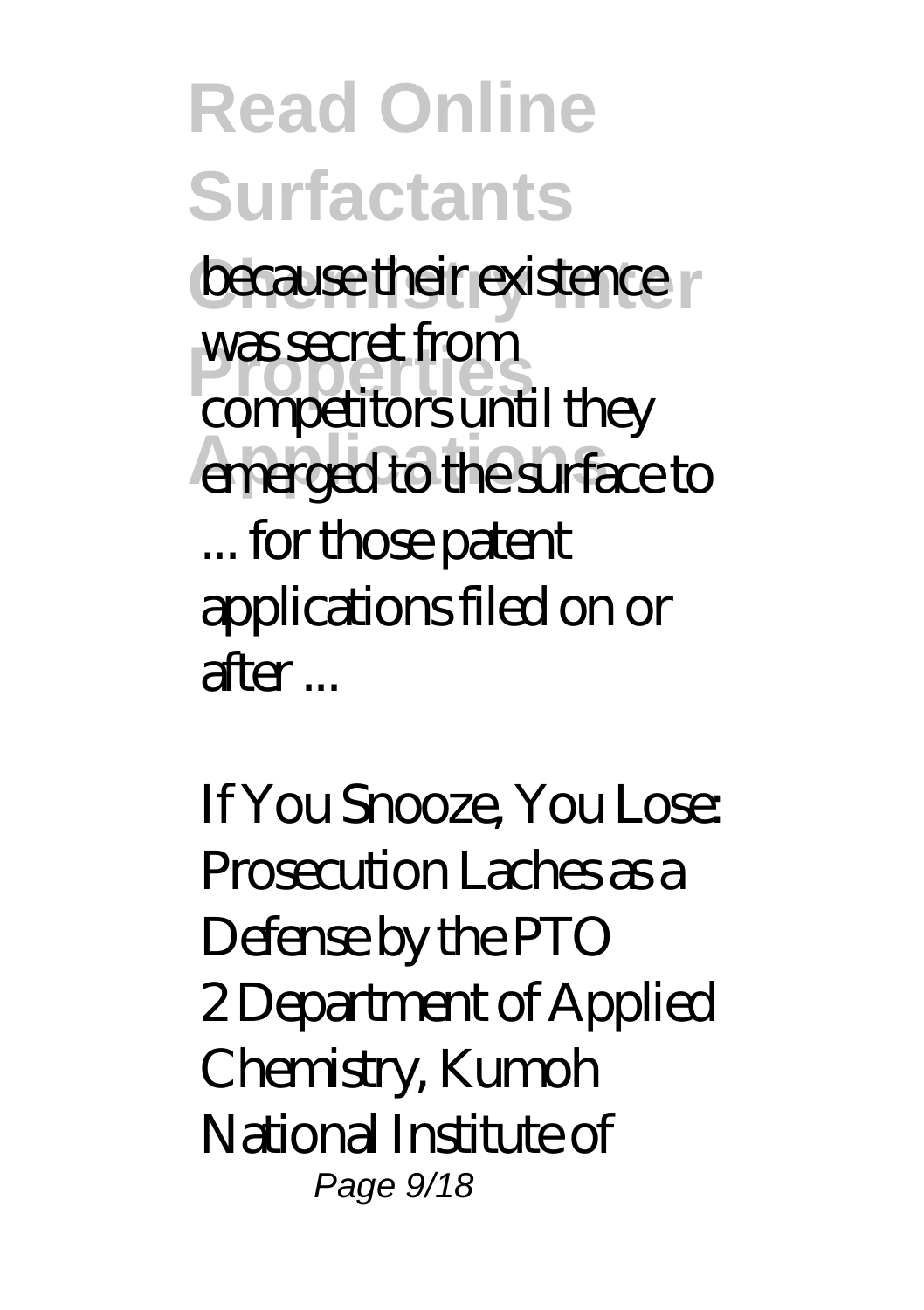because their existence was secret from competitors until they emerged to the surface to ... for those patent applications filed on or after ...

*If You Snooze, You Lose: Prosecution Laches as a Defense by the PTO*

2 Department of Applied Chemistry, Kumoh National Institute of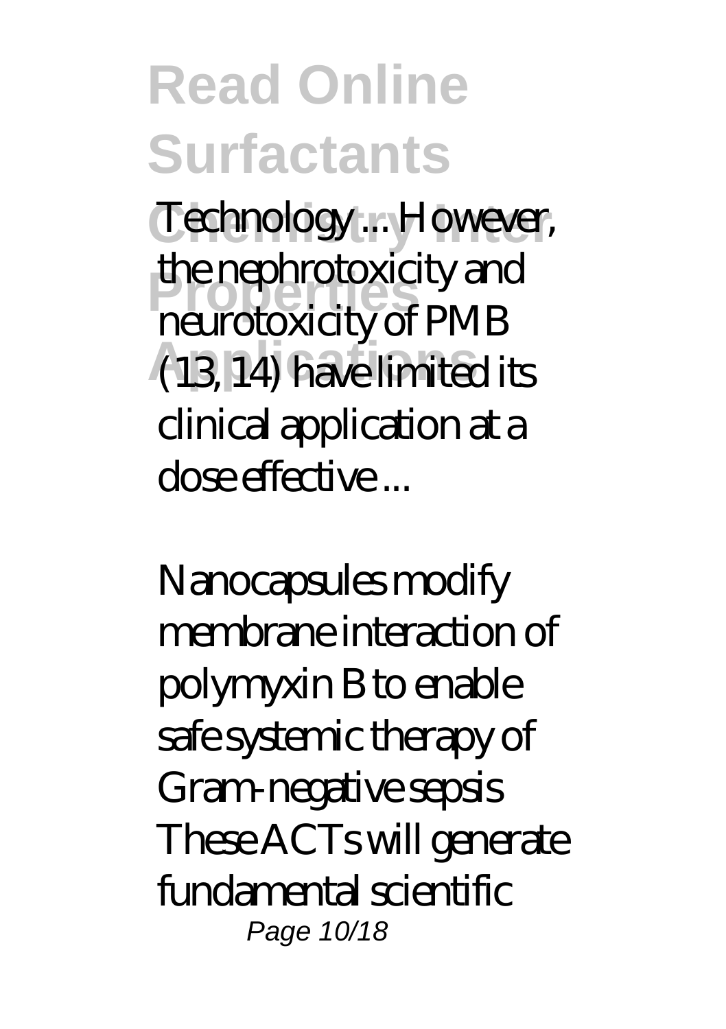Technology ... However, the nephrotoxicity and neurotoxicity of PMB (13, 14) have limited its clinical application at a dose effective ...

Nanocapsules modify membrane interaction of polymyxin B to enable safe systemic therapy of Gram-negative sepsis

These ACTs will generate fundamental scientific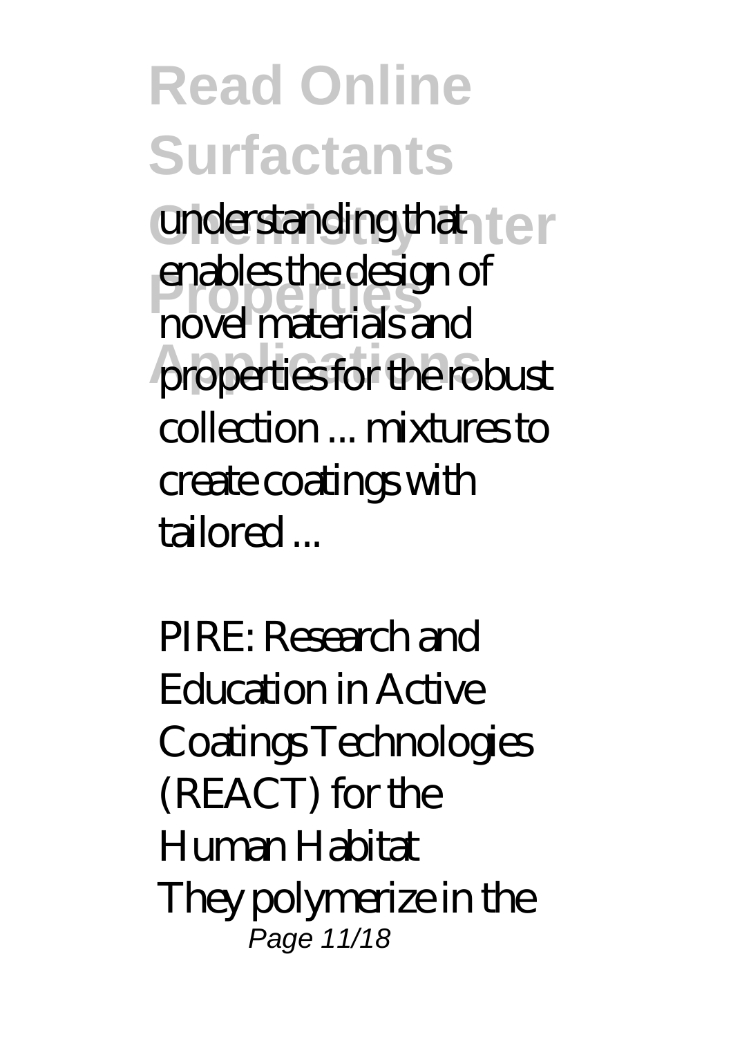understanding that enables the design of novel materials and properties for the robust collection ... mixtures to create coatings with tailored ...

*PIRE: Research and Education in Active Coatings Technologies (REACT) for the Human Habitat*

They polymerize in the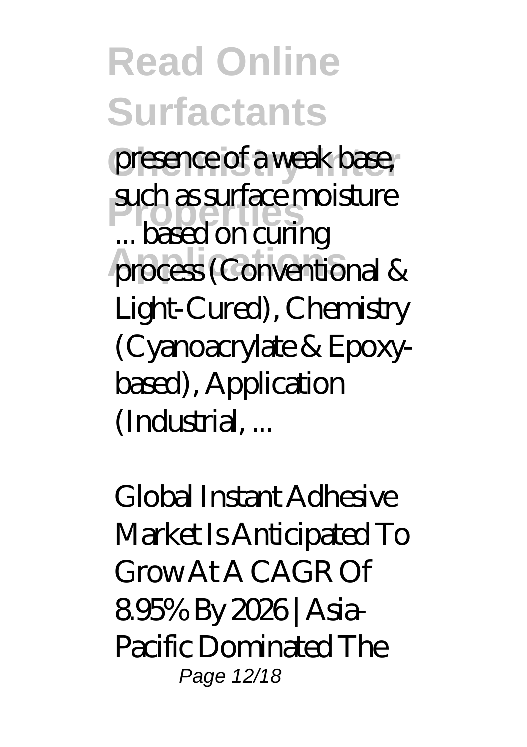presence of a weak base, such as surface moisture ... based on curing process (Conventional & Light-Cured), Chemistry (Cyanoacrylate & Epoxy-based), Application (Industrial, ...

*Global Instant Adhesive Market Is Anticipated To Grow At A CAGR Of 8.95% By 2026 | Asia-Pacific Dominated The*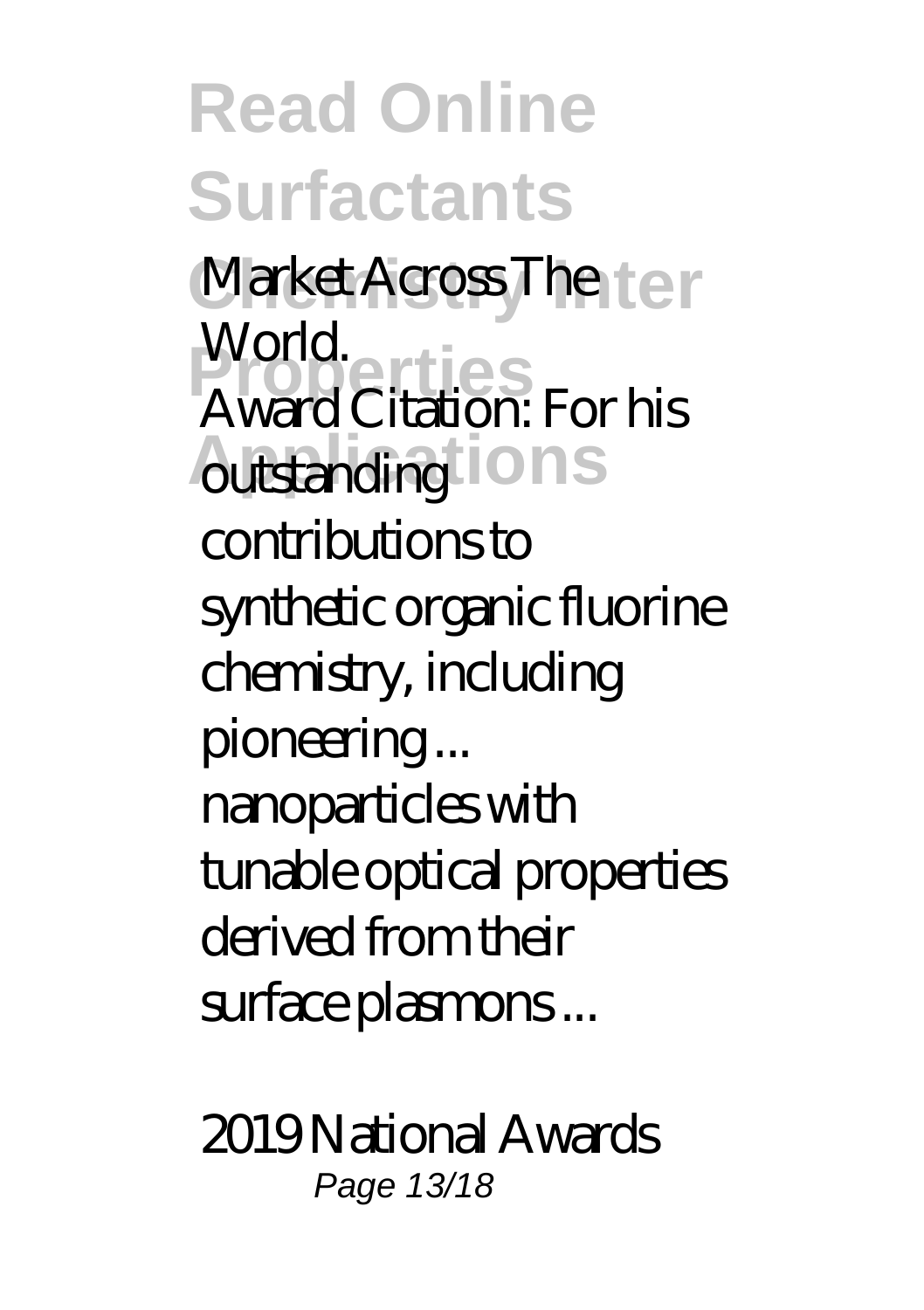*Market Across The World.*

Award Citation: For his outstanding contributions to synthetic organic fluorine chemistry, including pioneering ... nanoparticles with tunable optical properties derived from their surface plasmons ...

*2019 National Awards*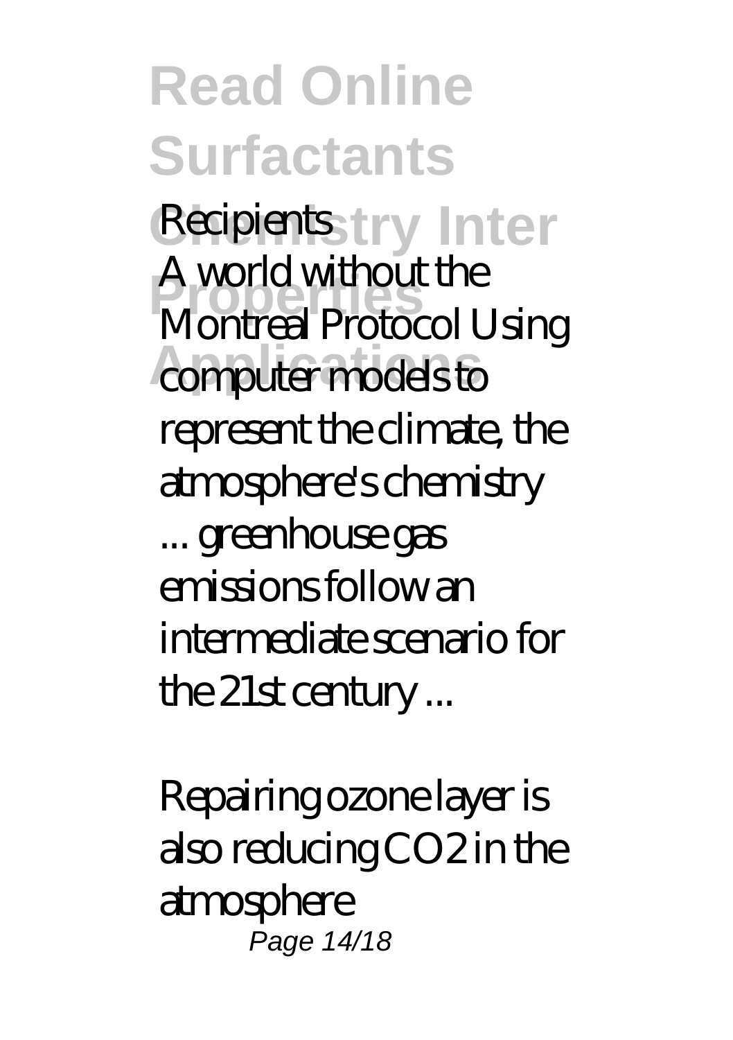*Recipients*

A world without the Montreal Protocol Using computer models to represent the climate, the atmosphere's chemistry ... greenhouse gas emissions follow an intermediate scenario for the 21st century ...

*Repairing ozone layer is also reducing CO2 in the atmosphere*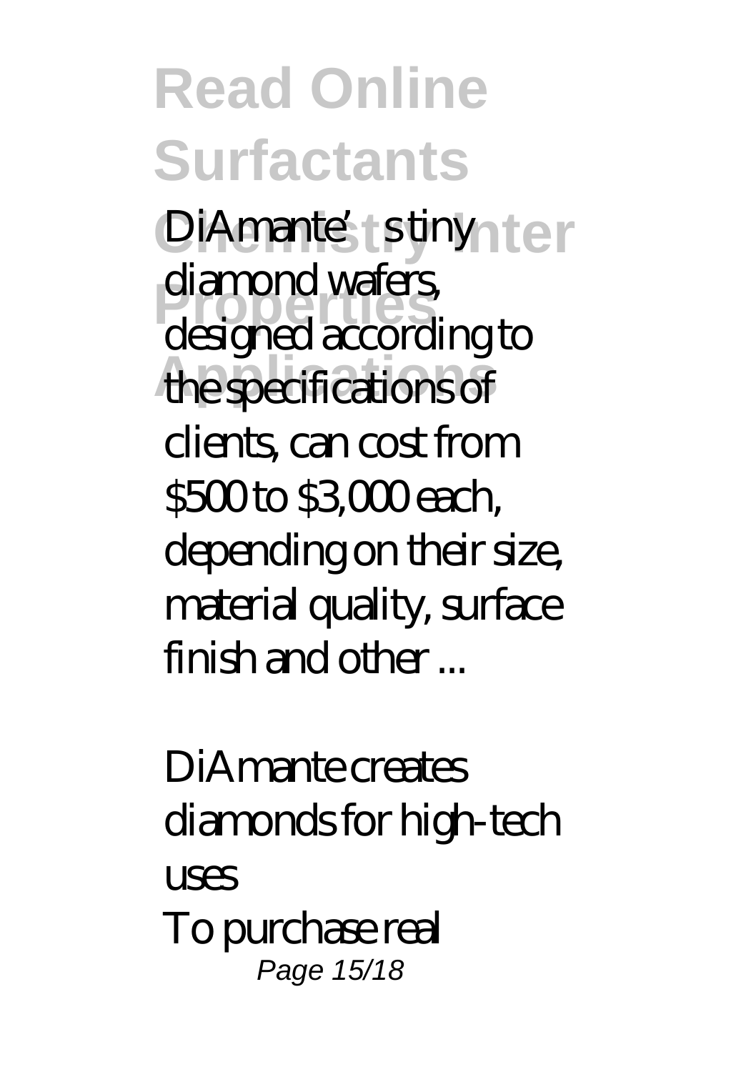DiAmante's tiny diamond wafers, designed according to the specifications of clients, can cost from $500 to $3,000 each, depending on their size, material quality, surface finish and other ...

*DiAmante creates diamonds for high-tech uses*

To purchase real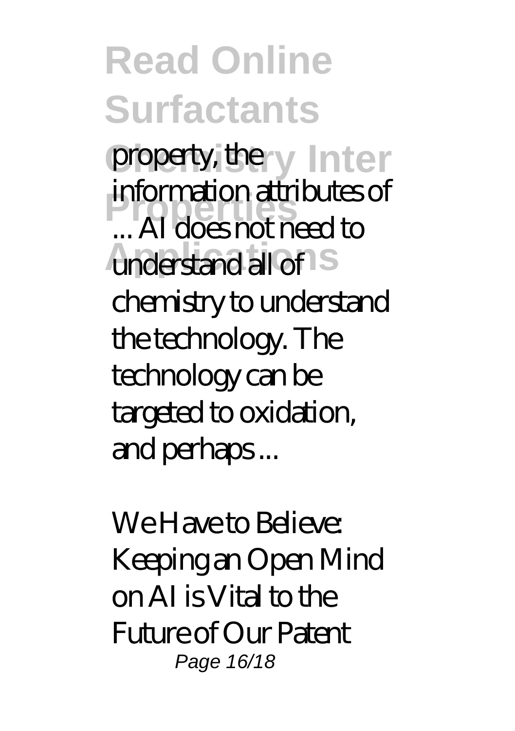property, the information attributes of ... AI does not need to understand all of chemistry to understand the technology. The technology can be targeted to oxidation, and perhaps ...

*We Have to Believe: Keeping an Open Mind on AI is Vital to the Future of Our Patent*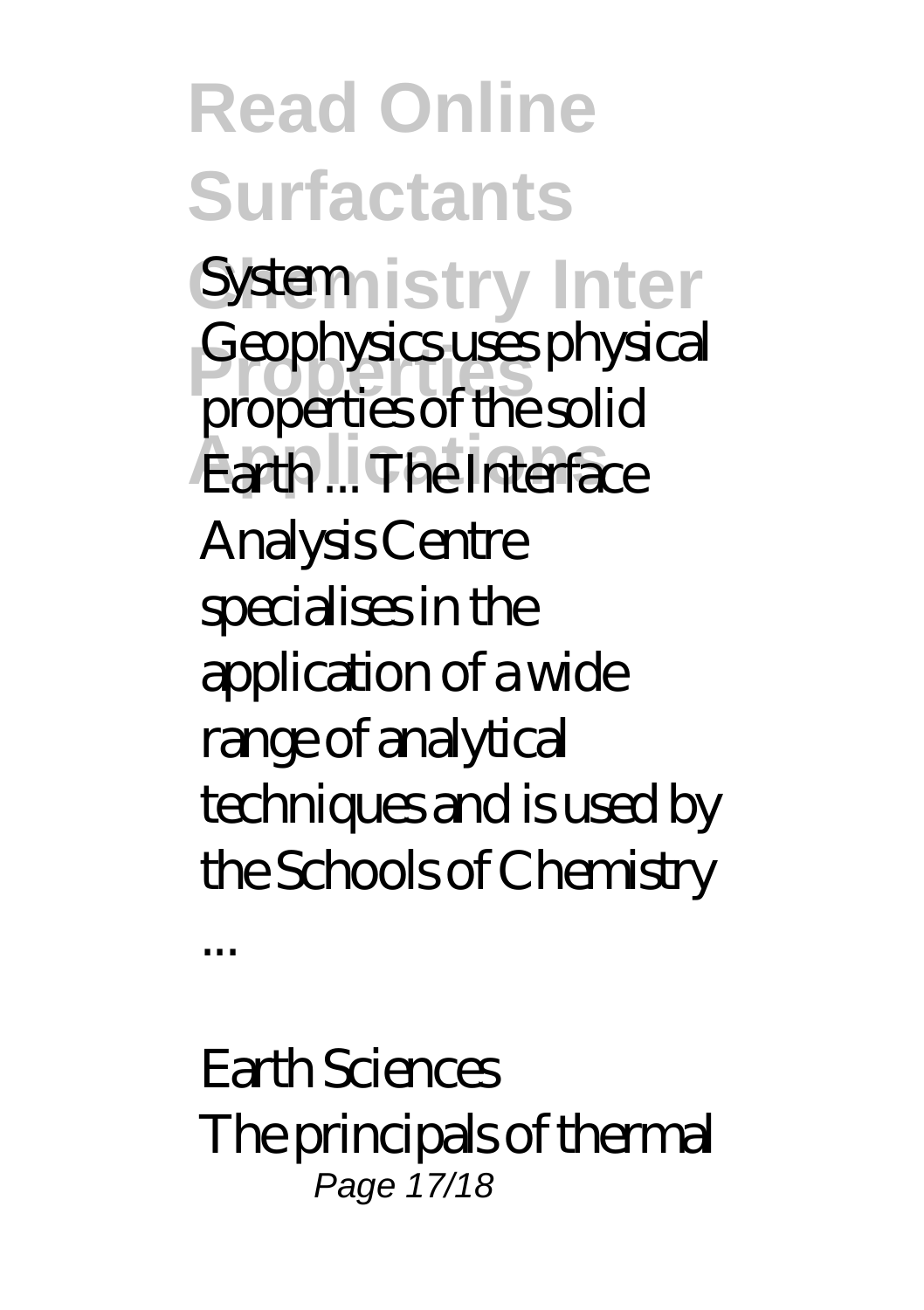*System*

Geophysics uses physical properties of the solid Earth ... The Interface Analysis Centre specialises in the application of a wide range of analytical techniques and is used by the Schools of Chemistry ...

*Earth Sciences*

The principals of thermal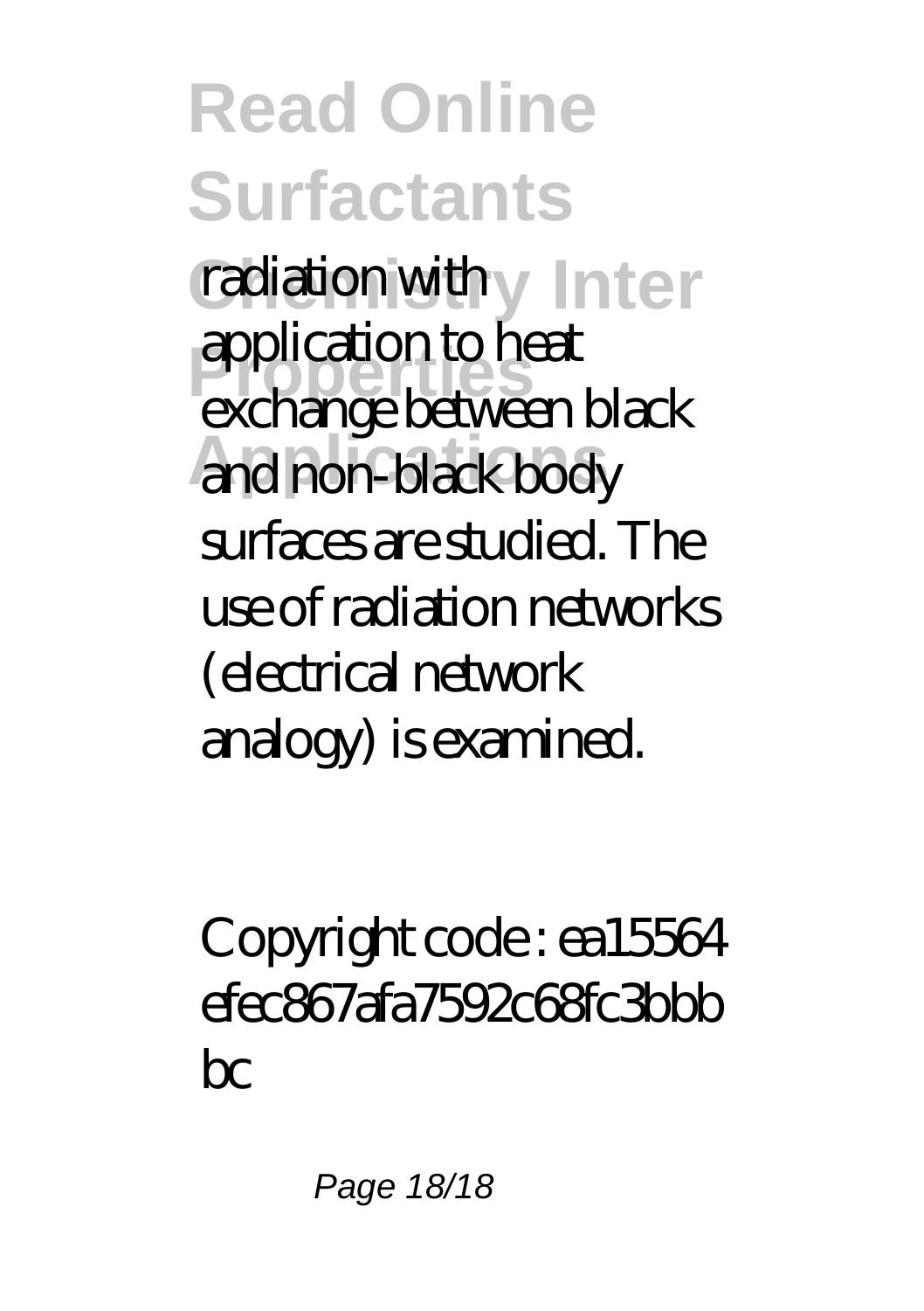radiation with application to heat exchange between black and non-black body surfaces are studied. The use of radiation networks (electrical network analogy) is examined.

Copyright code : ea15564efec867afa7592c68fc3bbbbc